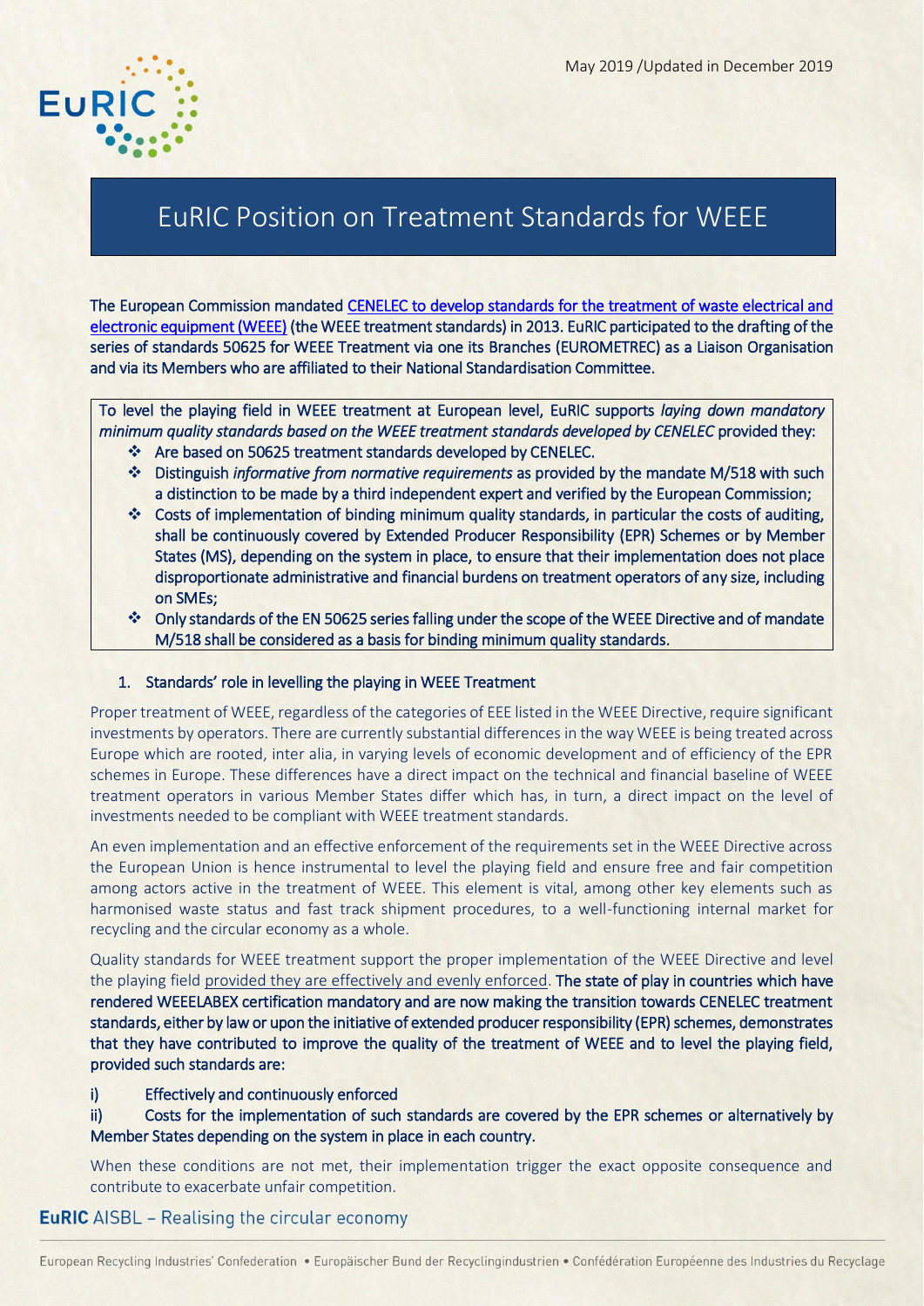May 2019 /Updated in December 2019

# EuRIC Position on Treatment Standards for WEEE

**The European Commission mandated CENELEC to develop standards for the treatment of waste electrical and electronic equipment (WEEE) (the WEEE treatment standards) in 2013. EuRIC participated to the drafting of the series of standards 50625 for WEEE Treatment via one its Branches (EUROMETREC) as a Liaison Organisation and via its Members who are affiliated to their National Standardisation Committee.**

To level the playing field in WEEE treatment at European level, EuRIC supports *laying down mandatory minimum quality standards based on the WEEE treatment standards developed by CENELEC* provided they:

- Are based on 50625 treatment standards developed by CENELEC.
- Distinguish *informative from normative requirements* as provided by the mandate M/518 with such a distinction to be made by a third independent expert and verified by the European Commission;
- Costs of implementation of binding minimum quality standards, in particular the costs of auditing, shall be continuously covered by Extended Producer Responsibility (EPR) Schemes or by Member States (MS), depending on the system in place, to ensure that their implementation does not place disproportionate administrative and financial burdens on treatment operators of any size, including on SMEs;
- Only standards of the EN 50625 series falling under the scope of the WEEE Directive and of mandate M/518 shall be considered as a basis for binding minimum quality standards.

## 1. Standards' role in levelling the playing in WEEE Treatment

Proper treatment of WEEE, regardless of the categories of EEE listed in the WEEE Directive, require significant investments by operators. There are currently substantial differences in the way WEEE is being treated across Europe which are rooted, inter alia, in varying levels of economic development and of efficiency of the EPR schemes in Europe. These differences have a direct impact on the technical and financial baseline of WEEE treatment operators in various Member States differ which has, in turn, a direct impact on the level of investments needed to be compliant with WEEE treatment standards.

An even implementation and an effective enforcement of the requirements set in the WEEE Directive across the European Union is hence instrumental to level the playing field and ensure free and fair competition among actors active in the treatment of WEEE. This element is vital, among other key elements such as harmonised waste status and fast track shipment procedures, to a well-functioning internal market for recycling and the circular economy as a whole.

Quality standards for WEEE treatment support the proper implementation of the WEEE Directive and level the playing field provided they are effectively and evenly enforced. **The state of play in countries which have rendered WEEELABEX certification mandatory and are now making the transition towards CENELEC treatment standards, either by law or upon the initiative of extended producer responsibility (EPR) schemes, demonstrates that they have contributed to improve the quality of the treatment of WEEE and to level the playing field, provided such standards are:**

**i) Effectively and continuously enforced**

**ii) Costs for the implementation of such standards are covered by the EPR schemes or alternatively by Member States depending on the system in place in each country.**

When these conditions are not met, their implementation trigger the exact opposite consequence and contribute to exacerbate unfair competition.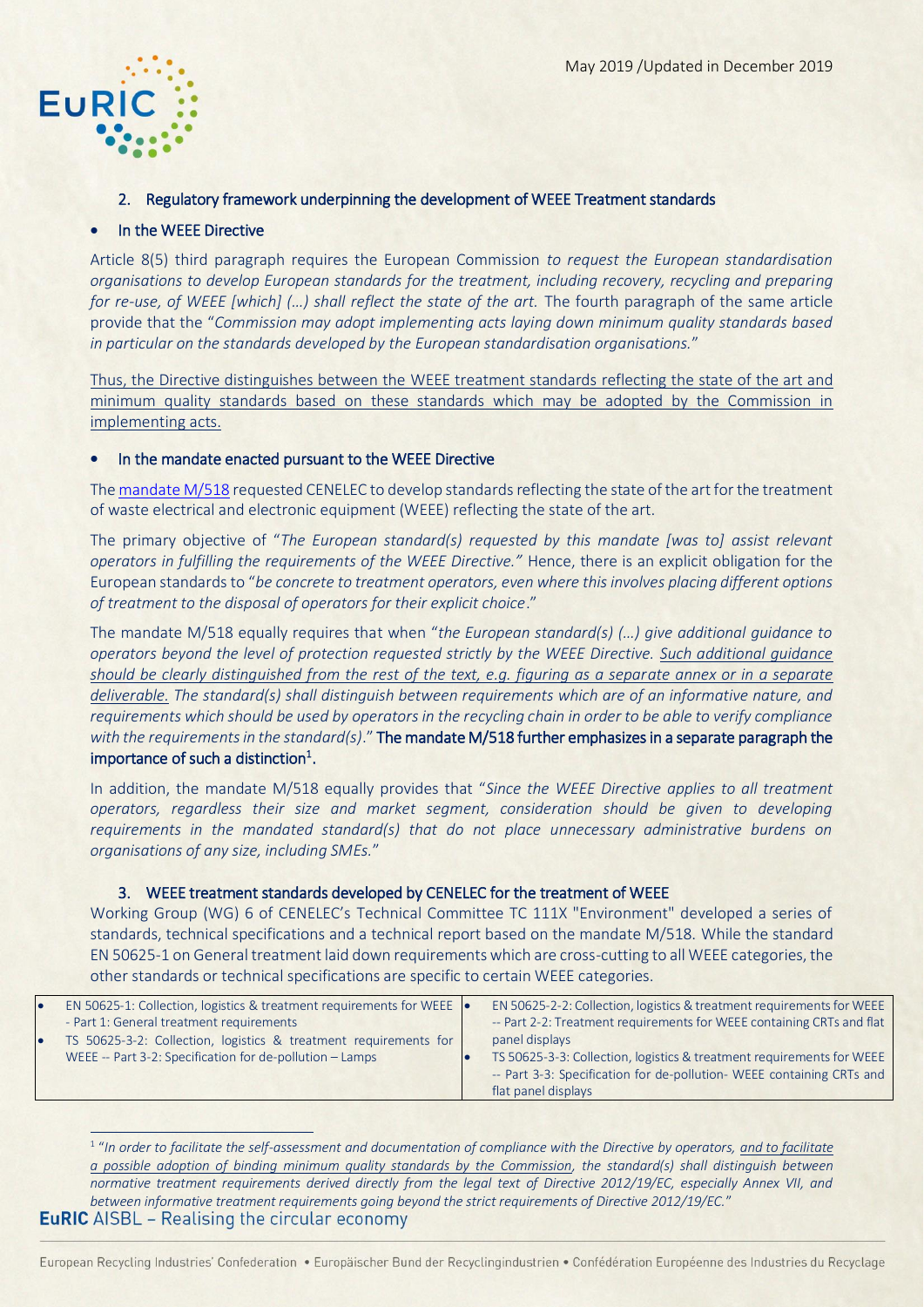## 2. Regulatory framework underpinning the development of WEEE Treatment standards

- **In the WEEE Directive**

Article 8(5) third paragraph requires the European Commission *to request the European standardisation organisations to develop European standards for the treatment, including recovery, recycling and preparing for re-use, of WEEE [which] (…) shall reflect the state of the art.* The fourth paragraph of the same article provide that the "*Commission may adopt implementing acts laying down minimum quality standards based in particular on the standards developed by the European standardisation organisations.*"

Thus, the Directive distinguishes between the WEEE treatment standards reflecting the state of the art and minimum quality standards based on these standards which may be adopted by the Commission in implementing acts.

- **In the mandate enacted pursuant to the WEEE Directive**

The mandate M/518 requested CENELEC to develop standards reflecting the state of the art for the treatment of waste electrical and electronic equipment (WEEE) reflecting the state of the art.

The primary objective of "*The European standard(s) requested by this mandate [was to] assist relevant operators in fulfilling the requirements of the WEEE Directive.*" Hence, there is an explicit obligation for the European standards to "*be concrete to treatment operators, even where this involves placing different options of treatment to the disposal of operators for their explicit choice*."

The mandate M/518 equally requires that when "*the European standard(s) (…) give additional guidance to operators beyond the level of protection requested strictly by the WEEE Directive. Such additional guidance should be clearly distinguished from the rest of the text, e.g. figuring as a separate annex or in a separate deliverable. The standard(s) shall distinguish between requirements which are of an informative nature, and requirements which should be used by operators in the recycling chain in order to be able to verify compliance with the requirements in the standard(s)*." **The mandate M/518 further emphasizes in a separate paragraph the importance of such a distinction**[1]**.**

In addition, the mandate M/518 equally provides that "*Since the WEEE Directive applies to all treatment operators, regardless their size and market segment, consideration should be given to developing requirements in the mandated standard(s) that do not place unnecessary administrative burdens on organisations of any size, including SMEs.*"

## 3. WEEE treatment standards developed by CENELEC for the treatment of WEEE

Working Group (WG) 6 of CENELEC's Technical Committee TC 111X "Environment" developed a series of standards, technical specifications and a technical report based on the mandate M/518. While the standard EN 50625-1 on General treatment laid down requirements which are cross-cutting to all WEEE categories, the other standards or technical specifications are specific to certain WEEE categories.

| | |
|---|---|
| • EN 50625-1: Collection, logistics & treatment requirements for WEEE - Part 1: General treatment requirements<br>• TS 50625-3-2: Collection, logistics & treatment requirements for WEEE -- Part 3-2: Specification for de-pollution – Lamps | • EN 50625-2-2: Collection, logistics & treatment requirements for WEEE -- Part 2-2: Treatment requirements for WEEE containing CRTs and flat panel displays<br>• TS 50625-3-3: Collection, logistics & treatment requirements for WEEE -- Part 3-3: Specification for de-pollution- WEEE containing CRTs and flat panel displays |

[1] "*In order to facilitate the self-assessment and documentation of compliance with the Directive by operators, and to facilitate a possible adoption of binding minimum quality standards by the Commission, the standard(s) shall distinguish between normative treatment requirements derived directly from the legal text of Directive 2012/19/EC, especially Annex VII, and between informative treatment requirements going beyond the strict requirements of Directive 2012/19/EC.*"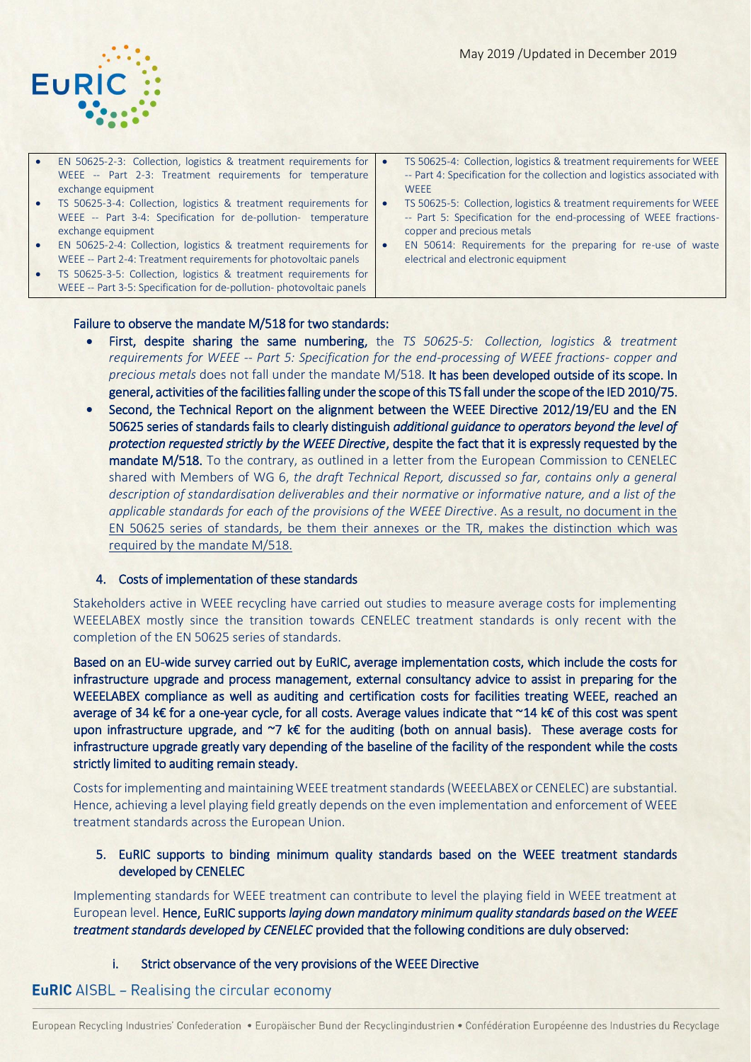- EN 50625-2-3: Collection, logistics & treatment requirements for WEEE -- Part 2-3: Treatment requirements for temperature exchange equipment
- TS 50625-3-4: Collection, logistics & treatment requirements for WEEE -- Part 3-4: Specification for de-pollution- temperature exchange equipment
- EN 50625-2-4: Collection, logistics & treatment requirements for WEEE -- Part 2-4: Treatment requirements for photovoltaic panels
- TS 50625-3-5: Collection, logistics & treatment requirements for WEEE -- Part 3-5: Specification for de-pollution- photovoltaic panels
- TS 50625-4: Collection, logistics & treatment requirements for WEEE -- Part 4: Specification for the collection and logistics associated with WEEE
- TS 50625-5: Collection, logistics & treatment requirements for WEEE -- Part 5: Specification for the end-processing of WEEE fractions- copper and precious metals
- EN 50614: Requirements for the preparing for re-use of waste electrical and electronic equipment

**Failure to observe the mandate M/518 for two standards:**

- **First, despite sharing the same numbering,** the *TS 50625-5: Collection, logistics & treatment requirements for WEEE -- Part 5: Specification for the end-processing of WEEE fractions- copper and precious metals* does not fall under the mandate M/518. **It has been developed outside of its scope. In general, activities of the facilities falling under the scope of this TS fall under the scope of the IED 2010/75.**
- **Second, the Technical Report on the alignment between the WEEE Directive 2012/19/EU and the EN 50625 series of standards fails to clearly distinguish *additional guidance to operators beyond the level of protection requested strictly by the WEEE Directive*, despite the fact that it is expressly requested by the mandate M/518.** To the contrary, as outlined in a letter from the European Commission to CENELEC shared with Members of WG 6, *the draft Technical Report, discussed so far, contains only a general description of standardisation deliverables and their normative or informative nature, and a list of the applicable standards for each of the provisions of the WEEE Directive*. As a result, no document in the EN 50625 series of standards, be them their annexes or the TR, makes the distinction which was required by the mandate M/518.

## 4. Costs of implementation of these standards

Stakeholders active in WEEE recycling have carried out studies to measure average costs for implementing WEEELABEX mostly since the transition towards CENELEC treatment standards is only recent with the completion of the EN 50625 series of standards.

**Based on an EU-wide survey carried out by EuRIC, average implementation costs, which include the costs for infrastructure upgrade and process management, external consultancy advice to assist in preparing for the WEEELABEX compliance as well as auditing and certification costs for facilities treating WEEE, reached an average of 34 k€ for a one-year cycle, for all costs. Average values indicate that ~14 k€ of this cost was spent upon infrastructure upgrade, and ~7 k€ for the auditing (both on annual basis). These average costs for infrastructure upgrade greatly vary depending of the baseline of the facility of the respondent while the costs strictly limited to auditing remain steady.**

Costs for implementing and maintaining WEEE treatment standards (WEEELABEX or CENELEC) are substantial. Hence, achieving a level playing field greatly depends on the even implementation and enforcement of WEEE treatment standards across the European Union.

## 5. EuRIC supports to binding minimum quality standards based on the WEEE treatment standards developed by CENELEC

Implementing standards for WEEE treatment can contribute to level the playing field in WEEE treatment at European level. **Hence, EuRIC supports *laying down mandatory minimum quality standards based on the WEEE treatment standards developed by CENELEC* provided that the following conditions are duly observed:**

### i. Strict observance of the very provisions of the WEEE Directive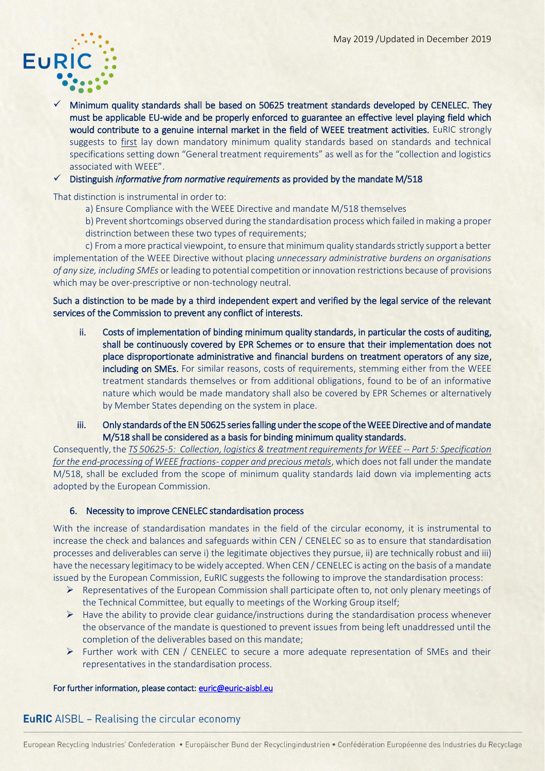- ✓ **Minimum quality standards shall be based on 50625 treatment standards developed by CENELEC. They must be applicable EU-wide and be properly enforced to guarantee an effective level playing field which would contribute to a genuine internal market in the field of WEEE treatment activities.** EuRIC strongly suggests to first lay down mandatory minimum quality standards based on standards and technical specifications setting down "General treatment requirements" as well as for the "collection and logistics associated with WEEE".
- ✓ **Distinguish *informative from normative requirements* as provided by the mandate M/518**

That distinction is instrumental in order to:

a) Ensure Compliance with the WEEE Directive and mandate M/518 themselves

b) Prevent shortcomings observed during the standardisation process which failed in making a proper distrinction between these two types of requirements;

c) From a more practical viewpoint, to ensure that minimum quality standards strictly support a better implementation of the WEEE Directive without placing *unnecessary administrative burdens on organisations of any size, including SMEs* or leading to potential competition or innovation restrictions because of provisions which may be over-prescriptive or non-technology neutral.

**Such a distinction to be made by a third independent expert and verified by the legal service of the relevant services of the Commission to prevent any conflict of interests.**

ii. **Costs of implementation of binding minimum quality standards, in particular the costs of auditing, shall be continuously covered by EPR Schemes or to ensure that their implementation does not place disproportionate administrative and financial burdens on treatment operators of any size, including on SMEs.** For similar reasons, costs of requirements, stemming either from the WEEE treatment standards themselves or from additional obligations, found to be of an informative nature which would be made mandatory shall also be covered by EPR Schemes or alternatively by Member States depending on the system in place.

iii. **Only standards of the EN 50625 series falling under the scope of the WEEE Directive and of mandate M/518 shall be considered as a basis for binding minimum quality standards.**

Consequently, the *TS 50625-5: Collection, logistics & treatment requirements for WEEE -- Part 5: Specification for the end-processing of WEEE fractions- copper and precious metals*, which does not fall under the mandate M/518, shall be excluded from the scope of minimum quality standards laid down via implementing acts adopted by the European Commission.

## 6. Necessity to improve CENELEC standardisation process

With the increase of standardisation mandates in the field of the circular economy, it is instrumental to increase the check and balances and safeguards within CEN / CENELEC so as to ensure that standardisation processes and deliverables can serve i) the legitimate objectives they pursue, ii) are technically robust and iii) have the necessary legitimacy to be widely accepted. When CEN / CENELEC is acting on the basis of a mandate issued by the European Commission, EuRIC suggests the following to improve the standardisation process:

- ➢ Representatives of the European Commission shall participate often to, not only plenary meetings of the Technical Committee, but equally to meetings of the Working Group itself;
- ➢ Have the ability to provide clear guidance/instructions during the standardisation process whenever the observance of the mandate is questioned to prevent issues from being left unaddressed until the completion of the deliverables based on this mandate;
- ➢ Further work with CEN / CENELEC to secure a more adequate representation of SMEs and their representatives in the standardisation process.

**For further information, please contact: euric@euric-aisbl.eu**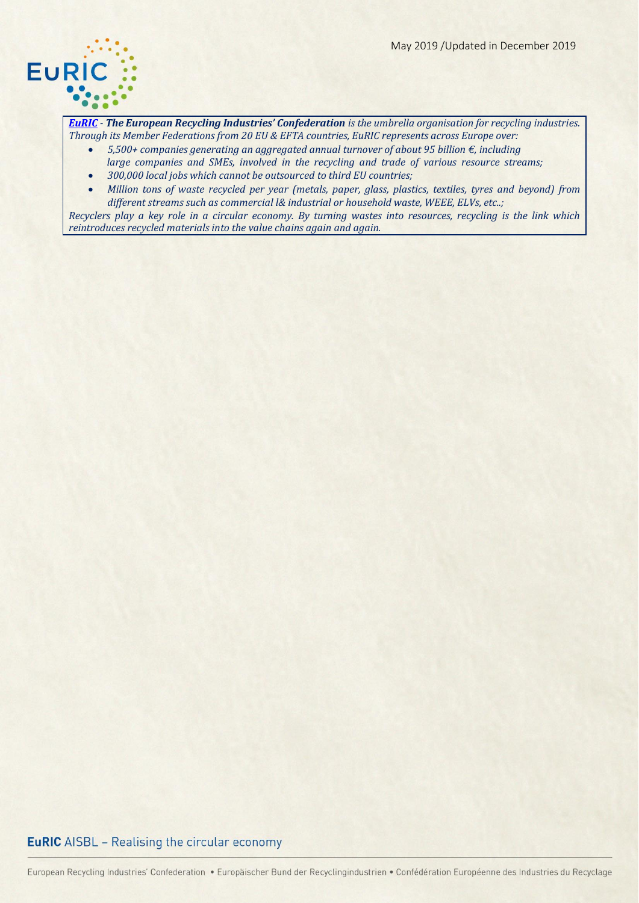May 2019 /Updated in December 2019

***EuRIC* - *The European Recycling Industries' Confederation* is the umbrella organisation for recycling industries. Through its Member Federations from 20 EU & EFTA countries, EuRIC represents across Europe over:**

- *5,500+ companies generating an aggregated annual turnover of about 95 billion €, including large companies and SMEs, involved in the recycling and trade of various resource streams;*
- *300,000 local jobs which cannot be outsourced to third EU countries;*
- *Million tons of waste recycled per year (metals, paper, glass, plastics, textiles, tyres and beyond) from different streams such as commercial l& industrial or household waste, WEEE, ELVs, etc..;*

*Recyclers play a key role in a circular economy. By turning wastes into resources, recycling is the link which reintroduces recycled materials into the value chains again and again.*